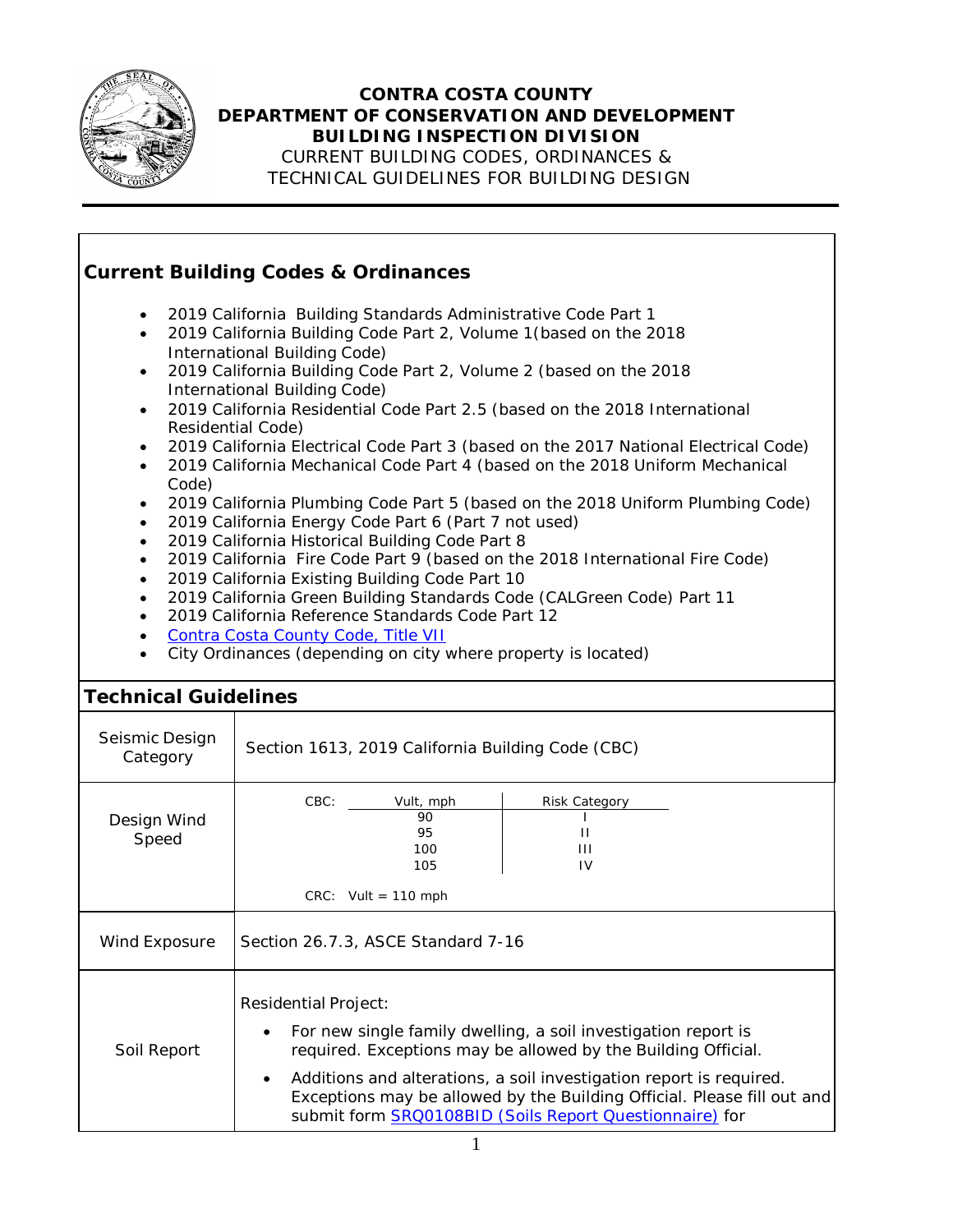# CONTRA COSTA COUNTY
## DEPARTMENT OF CONSERVATION AND DEVELOPMENT
## BUILDING INSPECTION DIVISION

CURRENT BUILDING CODES, ORDINANCES & TECHNICAL GUIDELINES FOR BUILDING DESIGN

## Current Building Codes & Ordinances

- 2019 California Building Standards Administrative Code Part 1
- 2019 California Building Code Part 2, Volume 1(based on the 2018 International Building Code)
- 2019 California Building Code Part 2, Volume 2 (based on the 2018 International Building Code)
- 2019 California Residential Code Part 2.5 (based on the 2018 International Residential Code)
- 2019 California Electrical Code Part 3 (based on the 2017 National Electrical Code)
- 2019 California Mechanical Code Part 4 (based on the 2018 Uniform Mechanical Code)
- 2019 California Plumbing Code Part 5 (based on the 2018 Uniform Plumbing Code)
- 2019 California Energy Code Part 6 (Part 7 not used)
- 2019 California Historical Building Code Part 8
- 2019 California Fire Code Part 9 (based on the 2018 International Fire Code)
- 2019 California Existing Building Code Part 10
- 2019 California Green Building Standards Code (CALGreen Code) Part 11
- 2019 California Reference Standards Code Part 12
- Contra Costa County Code, Title VII
- City Ordinances (depending on city where property is located)

## Technical Guidelines

| | |
|---|---|
| Seismic Design Category | Section 1613, 2019 California Building Code (CBC) |
| Design Wind Speed | CBC: Vult, mph / Risk Category: 90 / I; 95 / II; 100 / III; 105 / IV<br><br>CRC: Vult = 110 mph |
| Wind Exposure | Section 26.7.3, ASCE Standard 7-16 |
| Soil Report | Residential Project:<br>• For new single family dwelling, a soil investigation report is required. Exceptions may be allowed by the Building Official.<br>• Additions and alterations, a soil investigation report is required. Exceptions may be allowed by the Building Official. Please fill out and submit form SRQ0108BID (Soils Report Questionnaire) for |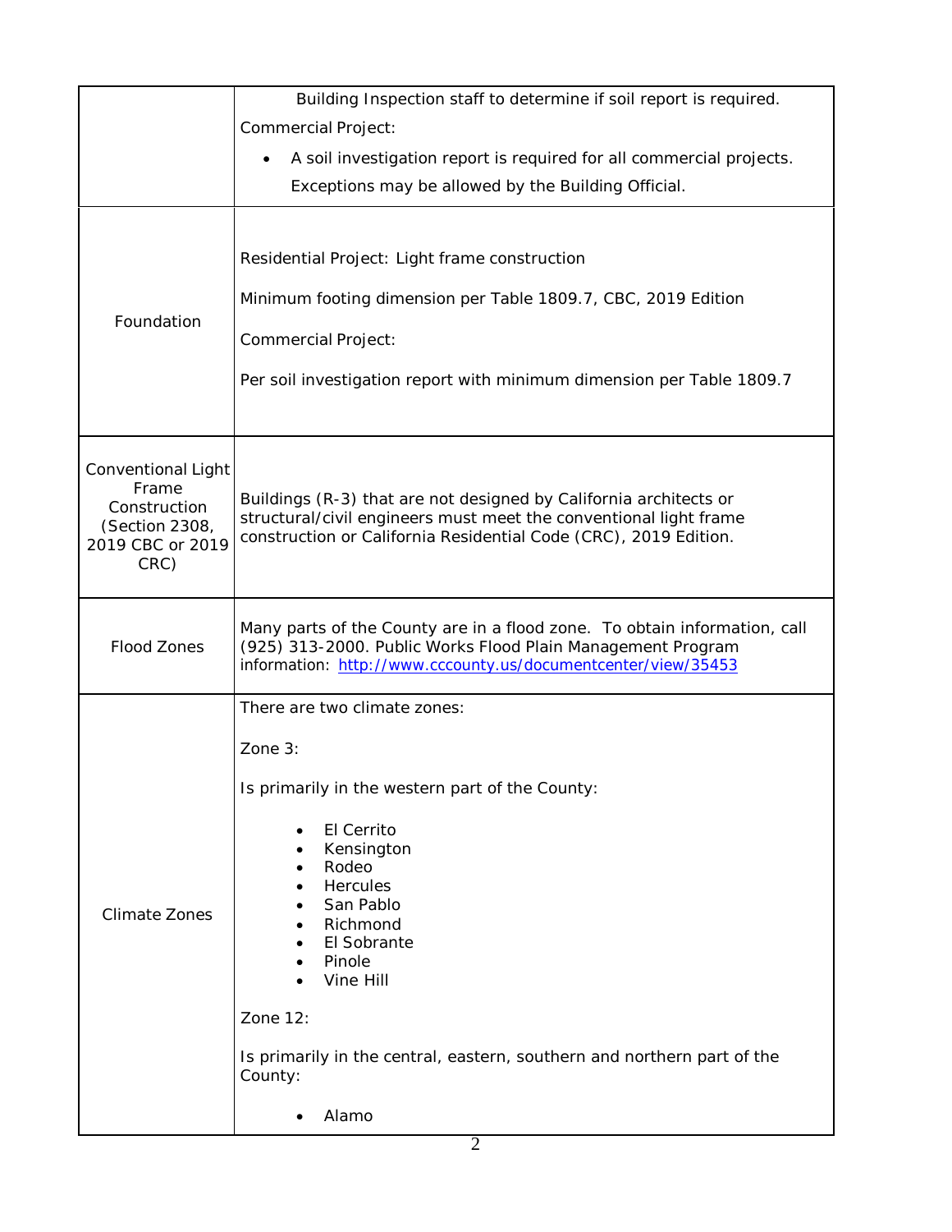| | |
|---|---|
| | Building Inspection staff to determine if soil report is required.<br>Commercial Project:<br>• A soil investigation report is required for all commercial projects. Exceptions may be allowed by the Building Official. |
| Foundation | Residential Project: Light frame construction<br><br>Minimum footing dimension per Table 1809.7, CBC, 2019 Edition<br><br>Commercial Project:<br><br>Per soil investigation report with minimum dimension per Table 1809.7 |
| Conventional Light Frame Construction (Section 2308, 2019 CBC or 2019 CRC) | Buildings (R-3) that are not designed by California architects or structural/civil engineers must meet the conventional light frame construction or California Residential Code (CRC), 2019 Edition. |
| Flood Zones | Many parts of the County are in a flood zone. To obtain information, call (925) 313-2000. Public Works Flood Plain Management Program information: [http://www.cccounty.us/documentcenter/view/35453](http://www.cccounty.us/documentcenter/view/35453) |
| Climate Zones | There are two climate zones:<br><br>Zone 3:<br><br>Is primarily in the western part of the County:<br><br>• El Cerrito<br>• Kensington<br>• Rodeo<br>• Hercules<br>• San Pablo<br>• Richmond<br>• El Sobrante<br>• Pinole<br>• Vine Hill<br><br>Zone 12:<br><br>Is primarily in the central, eastern, southern and northern part of the County:<br><br>• Alamo |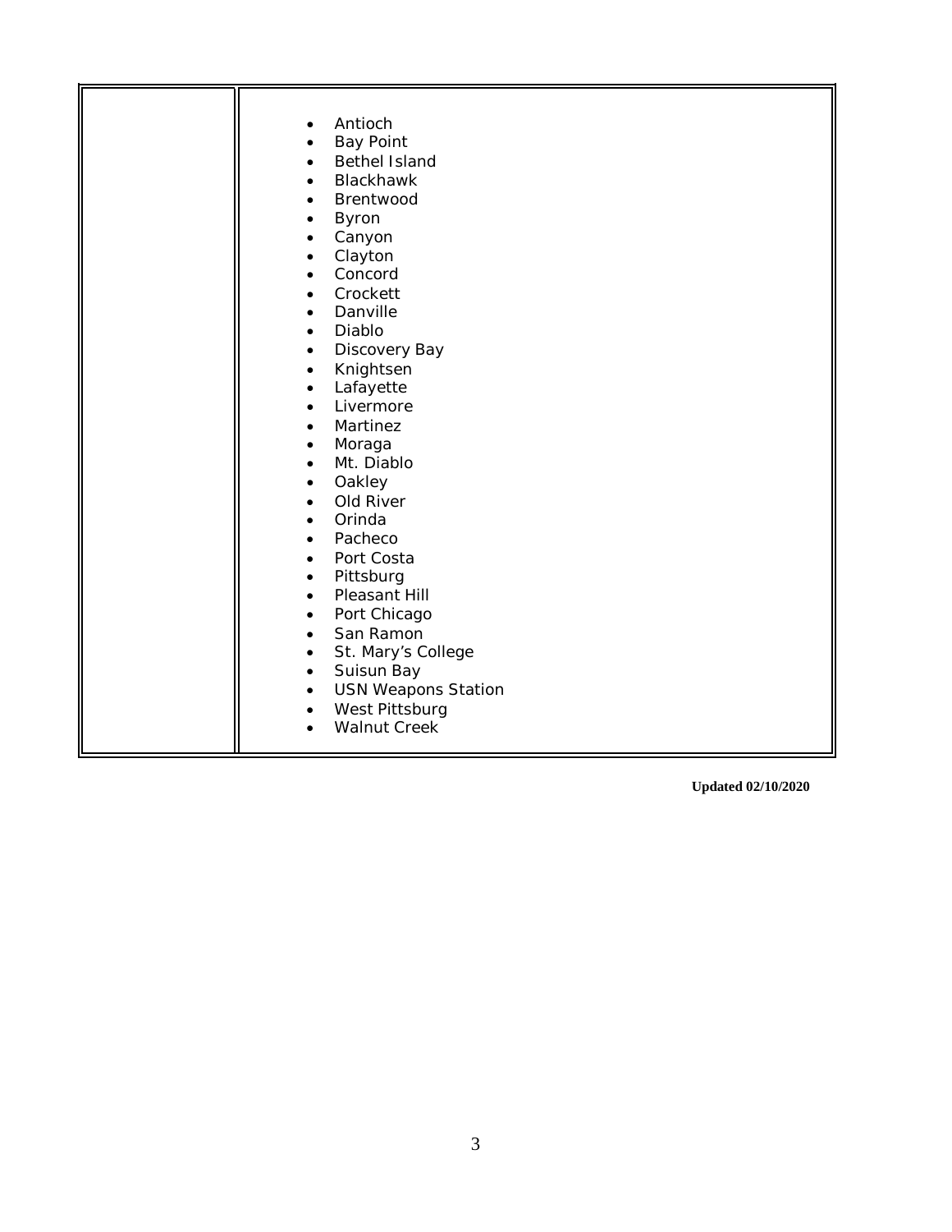| | |
|---|---|
| | • Antioch<br>• Bay Point<br>• Bethel Island<br>• Blackhawk<br>• Brentwood<br>• Byron<br>• Canyon<br>• Clayton<br>• Concord<br>• Crockett<br>• Danville<br>• Diablo<br>• Discovery Bay<br>• Knightsen<br>• Lafayette<br>• Livermore<br>• Martinez<br>• Moraga<br>• Mt. Diablo<br>• Oakley<br>• Old River<br>• Orinda<br>• Pacheco<br>• Port Costa<br>• Pittsburg<br>• Pleasant Hill<br>• Port Chicago<br>• San Ramon<br>• St. Mary's College<br>• Suisun Bay<br>• USN Weapons Station<br>• West Pittsburg<br>• Walnut Creek |

**Updated 02/10/2020**